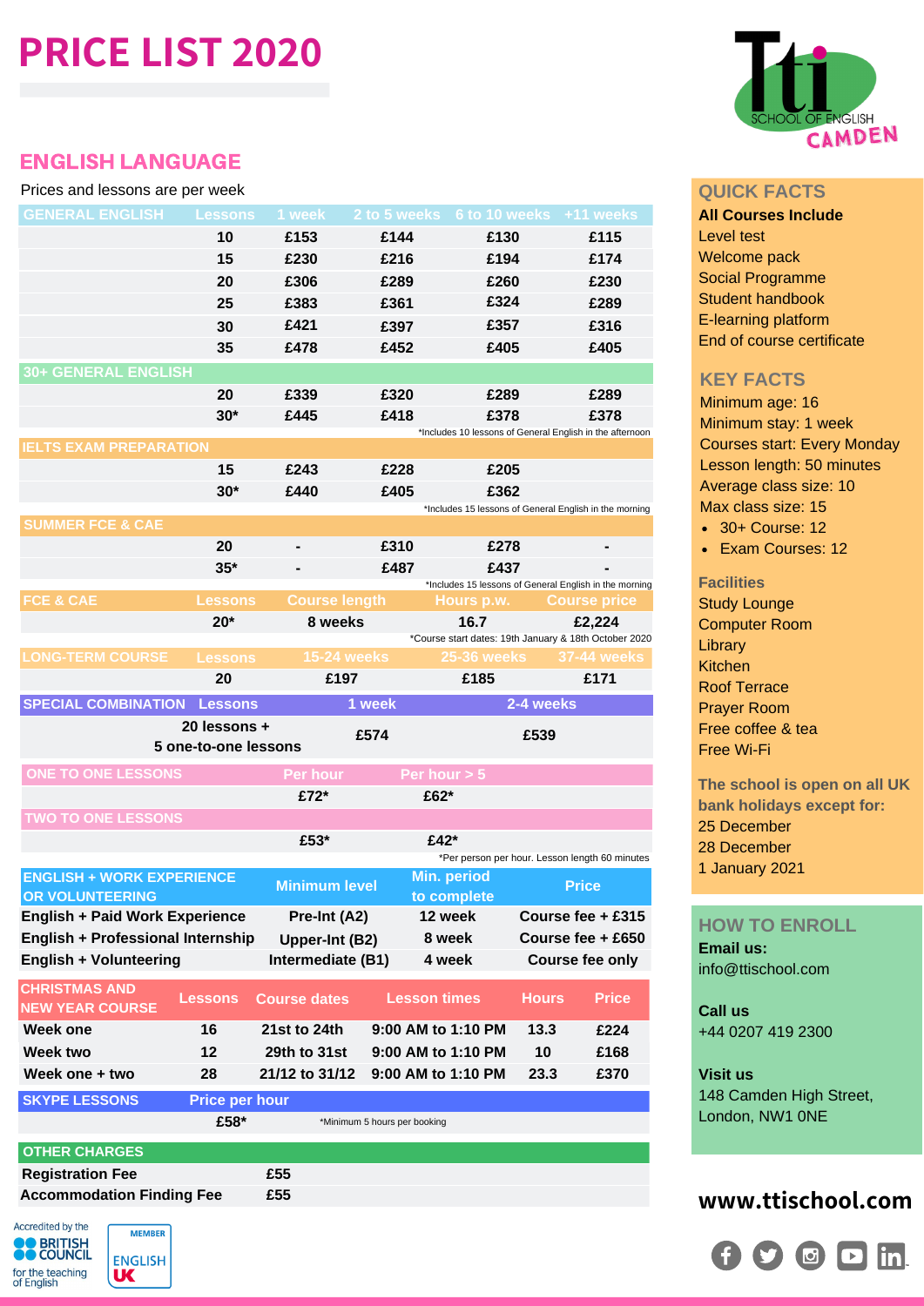# PRICE LIST 2020

## ENGLISH LANGUAGE

Prices and lessons are per week

| GENERAL ENGLISH | Lessons | 1 week | 2 to 5 weeks | 6 to 10 weeks | +11 weeks |
|---|---|---|---|---|---|
| | 10 | £153 | £144 | £130 | £115 |
| | 15 | £230 | £216 | £194 | £174 |
| | 20 | £306 | £289 | £260 | £230 |
| | 25 | £383 | £361 | £324 | £289 |
| | 30 | £421 | £397 | £357 | £316 |
| | 35 | £478 | £452 | £405 | £405 |
| **30+ GENERAL ENGLISH** | | | | | |
| | 20 | £339 | £320 | £289 | £289 |
| | 30* | £445 | £418 | £378 | £378 |

*Includes 10 lessons of General English in the afternoon

| IELTS EXAM PREPARATION | Lessons | 1 week | 2 to 5 weeks | 6 to 10 weeks | +11 weeks |
|---|---|---|---|---|---|
| | 15 | £243 | £228 | £205 | |
| | 30* | £440 | £405 | £362 | |

*Includes 15 lessons of General English in the morning

| SUMMER FCE & CAE | Lessons | 1 week | 2 to 5 weeks | 6 to 10 weeks | +11 weeks |
|---|---|---|---|---|---|
| | 20 | - | £310 | £278 | - |
| | 35* | - | £487 | £437 | - |

*Includes 15 lessons of General English in the morning

| FCE & CAE | Lessons | Course length | Hours p.w. | Course price |
|---|---|---|---|---|
| | 20* | 8 weeks | 16.7 | £2,224 |

*Course start dates: 19th January & 18th October 2020

| LONG-TERM COURSE | Lessons | 15-24 weeks | 25-36 weeks | 37-44 weeks |
|---|---|---|---|---|
| | 20 | £197 | £185 | £171 |

| SPECIAL COMBINATION | Lessons | 1 week | 2-4 weeks |
|---|---|---|---|
| | 20 lessons + 5 one-to-one lessons | £574 | £539 |

| ONE TO ONE LESSONS | Per hour | Per hour > 5 |
|---|---|---|
| | £72* | £62* |
| **TWO TO ONE LESSONS** | | |
| | £53* | £42* |

*Per person per hour. Lesson length 60 minutes

| ENGLISH + WORK EXPERIENCE OR VOLUNTEERING | Minimum level | Min. period to complete | Price |
|---|---|---|---|
| English + Paid Work Experience | Pre-Int (A2) | 12 week | Course fee + £315 |
| English + Professional Internship | Upper-Int (B2) | 8 week | Course fee + £650 |
| English + Volunteering | Intermediate (B1) | 4 week | Course fee only |

| CHRISTMAS AND NEW YEAR COURSE | Lessons | Course dates | Lesson times | Hours | Price |
|---|---|---|---|---|---|
| Week one | 16 | 21st to 24th | 9:00 AM to 1:10 PM | 13.3 | £224 |
| Week two | 12 | 29th to 31st | 9:00 AM to 1:10 PM | 10 | £168 |
| Week one + two | 28 | 21/12 to 31/12 | 9:00 AM to 1:10 PM | 23.3 | £370 |

| SKYPE LESSONS | Price per hour |
|---|---|
| | £58* |

*Minimum 5 hours per booking

| OTHER CHARGES | |
|---|---|
| Registration Fee | £55 |
| Accommodation Finding Fee | £55 |

Accredited by the BRITISH COUNCIL for the teaching of English

MEMBER ENGLISH UK

Tti SCHOOL OF ENGLISH CAMDEN

## QUICK FACTS

**All Courses Include**

Level test
Welcome pack
Social Programme
Student handbook
E-learning platform
End of course certificate

## KEY FACTS

Minimum age: 16
Minimum stay: 1 week
Courses start: Every Monday
Lesson length: 50 minutes
Average class size: 10
Max class size: 15

- 30+ Course: 12
- Exam Courses: 12

**Facilities**

Study Lounge
Computer Room
Library
Kitchen
Roof Terrace
Prayer Room
Free coffee & tea
Free Wi-Fi

**The school is open on all UK bank holidays except for:**

25 December
28 December
1 January 2021

## HOW TO ENROLL

**Email us:**
info@ttischool.com

**Call us**
+44 0207 419 2300

**Visit us**
148 Camden High Street, London, NW1 0NE

**www.ttischool.com**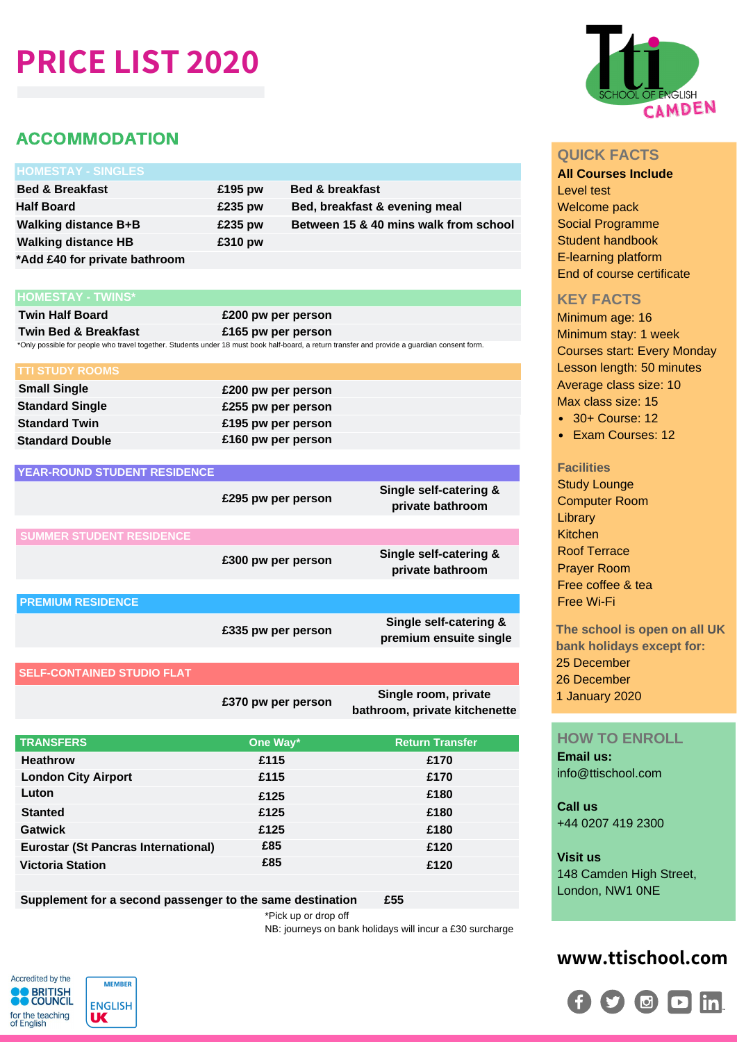# PRICE LIST 2020

## ACCOMMODATION

| HOMESTAY - SINGLES | | |
|---|---|---|
| **Bed & Breakfast** | **£195 pw** | **Bed & breakfast** |
| **Half Board** | **£235 pw** | **Bed, breakfast & evening meal** |
| **Walking distance B+B** | **£235 pw** | **Between 15 & 40 mins walk from school** |
| **Walking distance HB** | **£310 pw** | |
| ***Add £40 for private bathroom** | | |

| HOMESTAY - TWINS* | |
|---|---|
| **Twin Half Board** | **£200 pw per person** |
| **Twin Bed & Breakfast** | **£165 pw per person** |

*Only possible for people who travel together. Students under 18 must book half-board, a return transfer and provide a guardian consent form.

| TTI STUDY ROOMS | |
|---|---|
| **Small Single** | **£200 pw per person** |
| **Standard Single** | **£255 pw per person** |
| **Standard Twin** | **£195 pw per person** |
| **Standard Double** | **£160 pw per person** |

| YEAR-ROUND STUDENT RESIDENCE | |
|---|---|
| **£295 pw per person** | **Single self-catering & private bathroom** |

| SUMMER STUDENT RESIDENCE | |
|---|---|
| **£300 pw per person** | **Single self-catering & private bathroom** |

| PREMIUM RESIDENCE | |
|---|---|
| **£335 pw per person** | **Single self-catering & premium ensuite single** |

| SELF-CONTAINED STUDIO FLAT | |
|---|---|
| **£370 pw per person** | **Single room, private bathroom, private kitchenette** |

| TRANSFERS | One Way* | Return Transfer |
|---|---|---|
| **Heathrow** | **£115** | **£170** |
| **London City Airport** | **£115** | **£170** |
| **Luton** | **£125** | **£180** |
| **Stanted** | **£125** | **£180** |
| **Gatwick** | **£125** | **£180** |
| **Eurostar (St Pancras International)** | **£85** | **£120** |
| **Victoria Station** | **£85** | **£120** |
| **Supplement for a second passenger to the same destination** | **£55** | |

*Pick up or drop off

NB: journeys on bank holidays will incur a £30 surcharge

Tti SCHOOL OF ENGLISH CAMDEN

## QUICK FACTS

**All Courses Include**

- Level test
- Welcome pack
- Social Programme
- Student handbook
- E-learning platform
- End of course certificate

## KEY FACTS

Minimum age: 16
Minimum stay: 1 week
Courses start: Every Monday
Lesson length: 50 minutes
Average class size: 10
Max class size: 15

- 30+ Course: 12
- Exam Courses: 12

**Facilities**

- Study Lounge
- Computer Room
- Library
- Kitchen
- Roof Terrace
- Prayer Room
- Free coffee & tea
- Free Wi-Fi

**The school is open on all UK bank holidays except for:**

25 December
26 December
1 January 2020

## HOW TO ENROLL

**Email us:**
info@ttischool.com

**Call us**
+44 0207 419 2300

**Visit us**
148 Camden High Street,
London, NW1 0NE

**www.ttischool.com**

Accredited by the BRITISH COUNCIL for the teaching of English

MEMBER ENGLISH UK